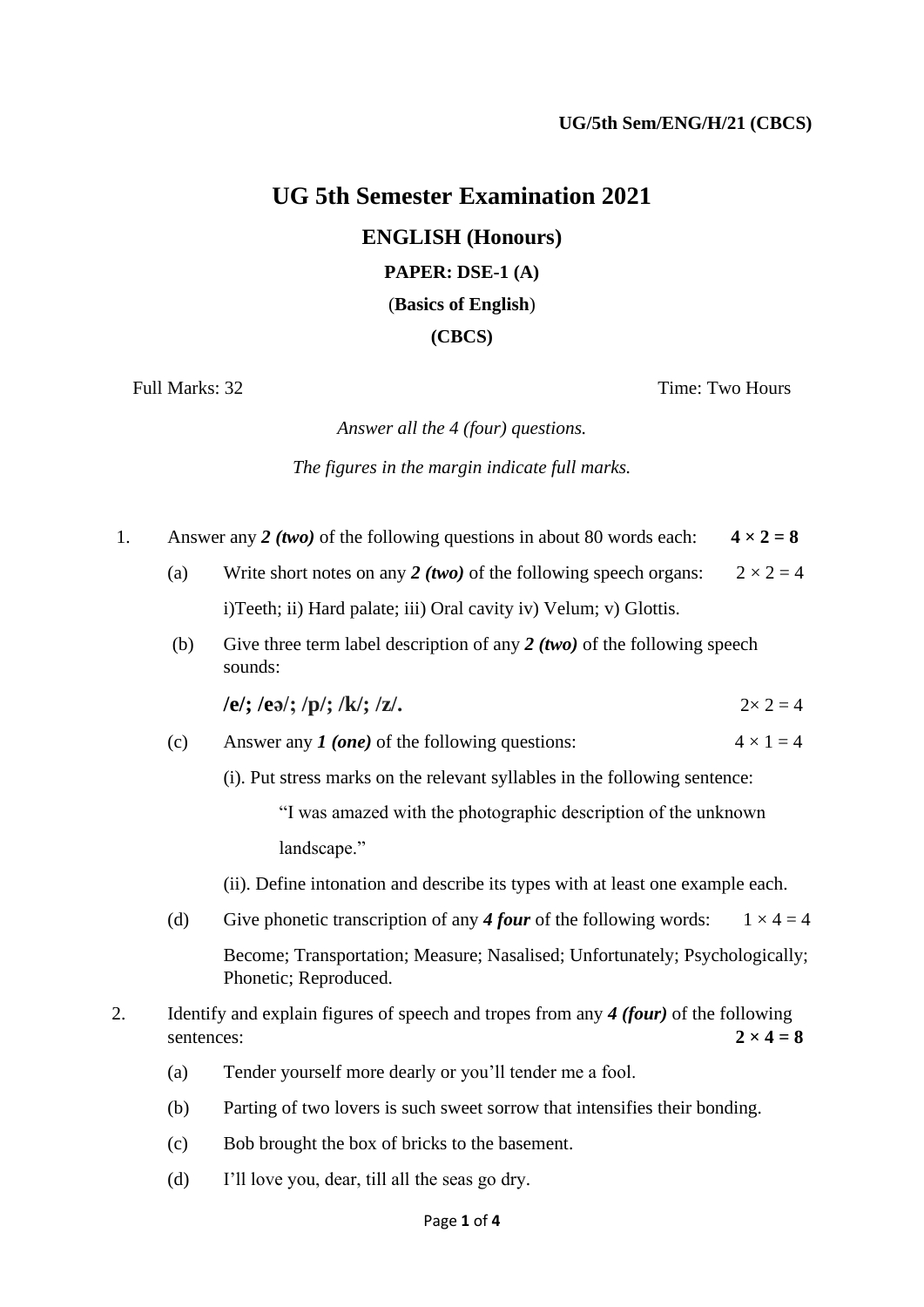UG/5th Sem/ENG/H/21 (CBCS)

# UG 5th Semester Examination 2021

## ENGLISH (Honours)

### PAPER: DSE-1 (A)

### (**Basics of English**)

### (CBCS)

Full Marks: 32 Time: Two Hours

*Answer all the 4 (four) questions.*

*The figures in the margin indicate full marks.*

1. Answer any ***2 (two)*** of the following questions in about 80 words each: **4 × 2 = 8**

   (a) Write short notes on any ***2 (two)*** of the following speech organs: 2 × 2 = 4

   i)Teeth; ii) Hard palate; iii) Oral cavity iv) Velum; v) Glottis.

   (b) Give three term label description of any ***2 (two)*** of the following speech sounds:

   **/e/; /eə/; /p/; /k/; /z/.** 2× 2 = 4

   (c) Answer any ***1 (one)*** of the following questions: 4 × 1 = 4

   (i). Put stress marks on the relevant syllables in the following sentence:

   "I was amazed with the photographic description of the unknown landscape."

   (ii). Define intonation and describe its types with at least one example each.

   (d) Give phonetic transcription of any ***4 four*** of the following words: 1 × 4 = 4

   Become; Transportation; Measure; Nasalised; Unfortunately; Psychologically; Phonetic; Reproduced.

2. Identify and explain figures of speech and tropes from any ***4 (four)*** of the following sentences: **2 × 4 = 8**

   (a) Tender yourself more dearly or you'll tender me a fool.

   (b) Parting of two lovers is such sweet sorrow that intensifies their bonding.

   (c) Bob brought the box of bricks to the basement.

   (d) I'll love you, dear, till all the seas go dry.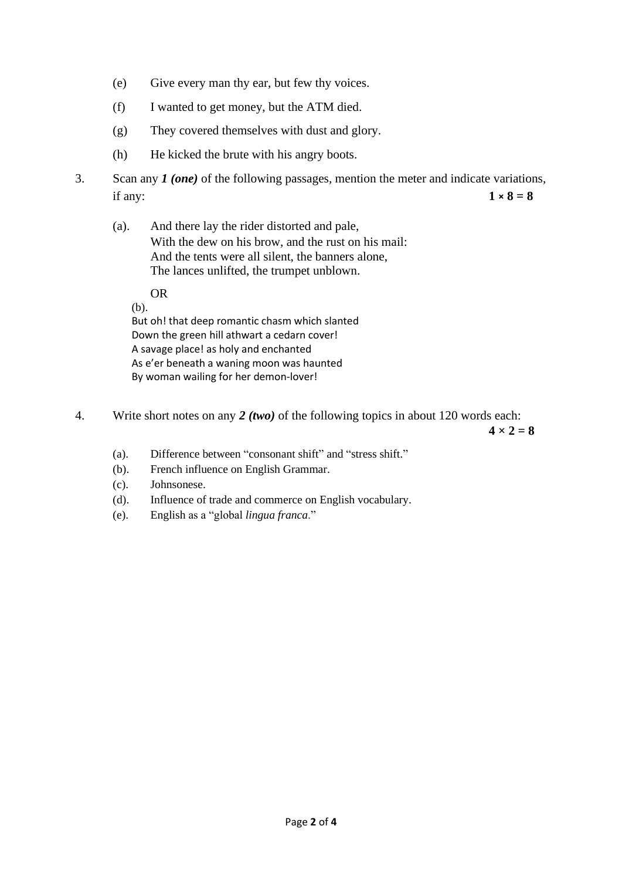(e) Give every man thy ear, but few thy voices.

(f) I wanted to get money, but the ATM died.

(g) They covered themselves with dust and glory.

(h) He kicked the brute with his angry boots.

3. Scan any ***1 (one)*** of the following passages, mention the meter and indicate variations, if any: **1 × 8 = 8**

(a). And there lay the rider distorted and pale,
With the dew on his brow, and the rust on his mail:
And the tents were all silent, the banners alone,
The lances unlifted, the trumpet unblown.

OR

(b).
But oh! that deep romantic chasm which slanted
Down the green hill athwart a cedarn cover!
A savage place! as holy and enchanted
As e'er beneath a waning moon was haunted
By woman wailing for her demon-lover!

4. Write short notes on any ***2 (two)*** of the following topics in about 120 words each: **4 × 2 = 8**

(a). Difference between "consonant shift" and "stress shift."
(b). French influence on English Grammar.
(c). Johnsonese.
(d). Influence of trade and commerce on English vocabulary.
(e). English as a "global *lingua franca*."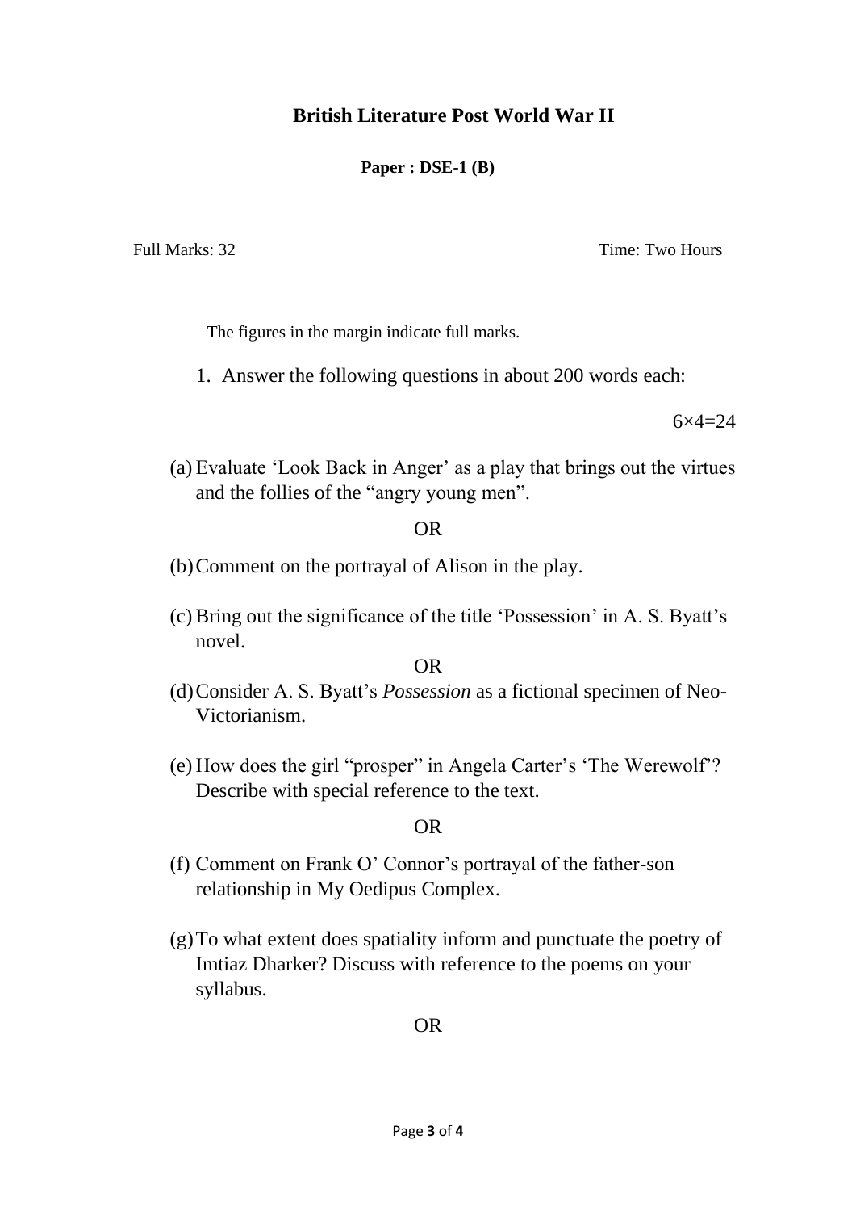# British Literature Post World War II

**Paper : DSE-1 (B)**

Full Marks: 32 Time: Two Hours

The figures in the margin indicate full marks.

1. Answer the following questions in about 200 words each:

$6 \times 4 = 24$

(a) Evaluate 'Look Back in Anger' as a play that brings out the virtues and the follies of the "angry young men".

OR

(b) Comment on the portrayal of Alison in the play.

(c) Bring out the significance of the title 'Possession' in A. S. Byatt's novel.

OR

(d) Consider A. S. Byatt's *Possession* as a fictional specimen of Neo-Victorianism.

(e) How does the girl "prosper" in Angela Carter's 'The Werewolf'? Describe with special reference to the text.

OR

(f) Comment on Frank O' Connor's portrayal of the father-son relationship in My Oedipus Complex.

(g) To what extent does spatiality inform and punctuate the poetry of Imtiaz Dharker? Discuss with reference to the poems on your syllabus.

OR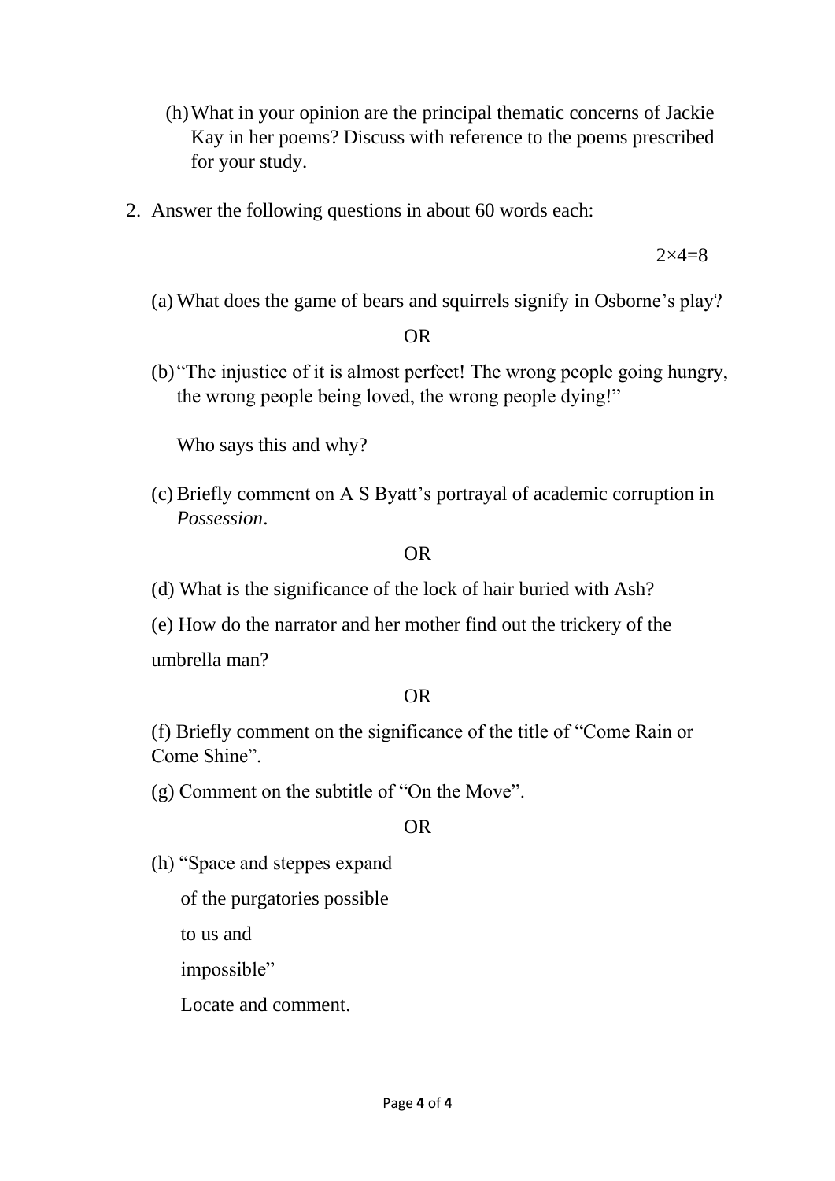(h) What in your opinion are the principal thematic concerns of Jackie Kay in her poems? Discuss with reference to the poems prescribed for your study.

2. Answer the following questions in about 60 words each:

$2 \times 4 = 8$

(a) What does the game of bears and squirrels signify in Osborne's play?

OR

(b) "The injustice of it is almost perfect! The wrong people going hungry, the wrong people being loved, the wrong people dying!"

Who says this and why?

(c) Briefly comment on A S Byatt's portrayal of academic corruption in *Possession*.

OR

(d) What is the significance of the lock of hair buried with Ash?

(e) How do the narrator and her mother find out the trickery of the umbrella man?

OR

(f) Briefly comment on the significance of the title of "Come Rain or Come Shine".

(g) Comment on the subtitle of "On the Move".

OR

(h) "Space and steppes expand

of the purgatories possible

to us and

impossible"

Locate and comment.